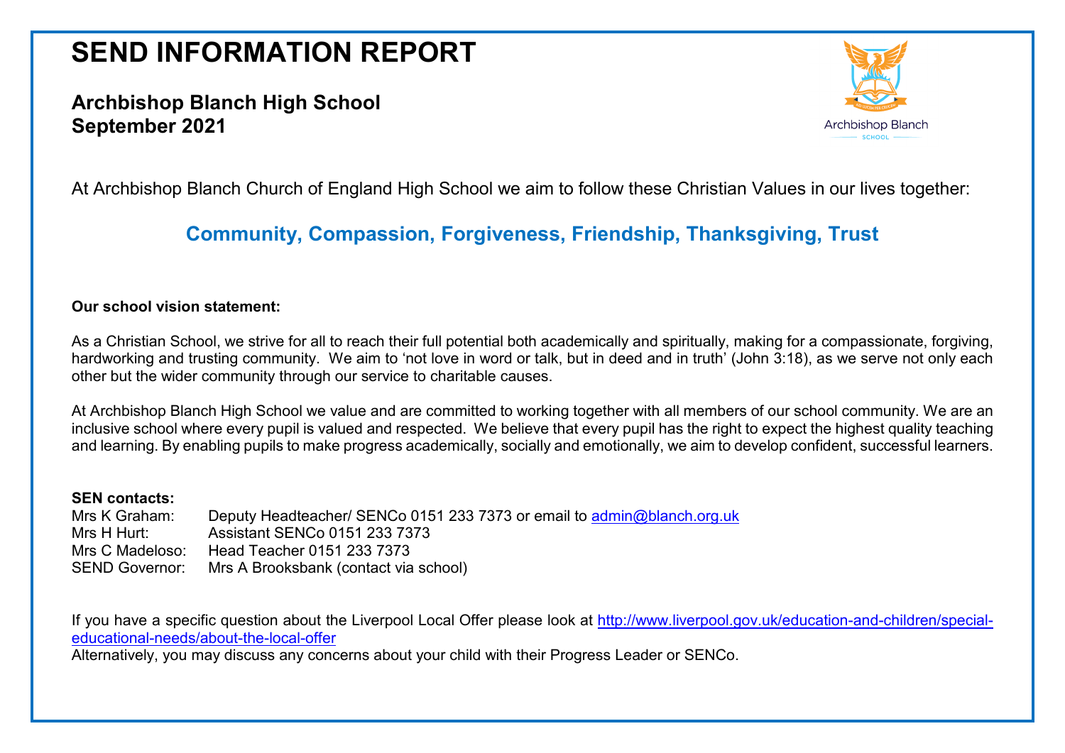# SEND INFORMATION REPORT

**Archbishop Blanch High School**
**September 2021**

At Archbishop Blanch Church of England High School we aim to follow these Christian Values in our lives together:

## Community, Compassion, Forgiveness, Friendship, Thanksgiving, Trust

**Our school vision statement:**

As a Christian School, we strive for all to reach their full potential both academically and spiritually, making for a compassionate, forgiving, hardworking and trusting community. We aim to 'not love in word or talk, but in deed and in truth' (John 3:18), as we serve not only each other but the wider community through our service to charitable causes.

At Archbishop Blanch High School we value and are committed to working together with all members of our school community. We are an inclusive school where every pupil is valued and respected. We believe that every pupil has the right to expect the highest quality teaching and learning. By enabling pupils to make progress academically, socially and emotionally, we aim to develop confident, successful learners.

**SEN contacts:**

- Mrs K Graham: Deputy Headteacher/ SENCo 0151 233 7373 or email to admin@blanch.org.uk
- Mrs H Hurt: Assistant SENCo 0151 233 7373
- Mrs C Madeloso: Head Teacher 0151 233 7373
- SEND Governor: Mrs A Brooksbank (contact via school)

If you have a specific question about the Liverpool Local Offer please look at http://www.liverpool.gov.uk/education-and-children/special-educational-needs/about-the-local-offer
Alternatively, you may discuss any concerns about your child with their Progress Leader or SENCo.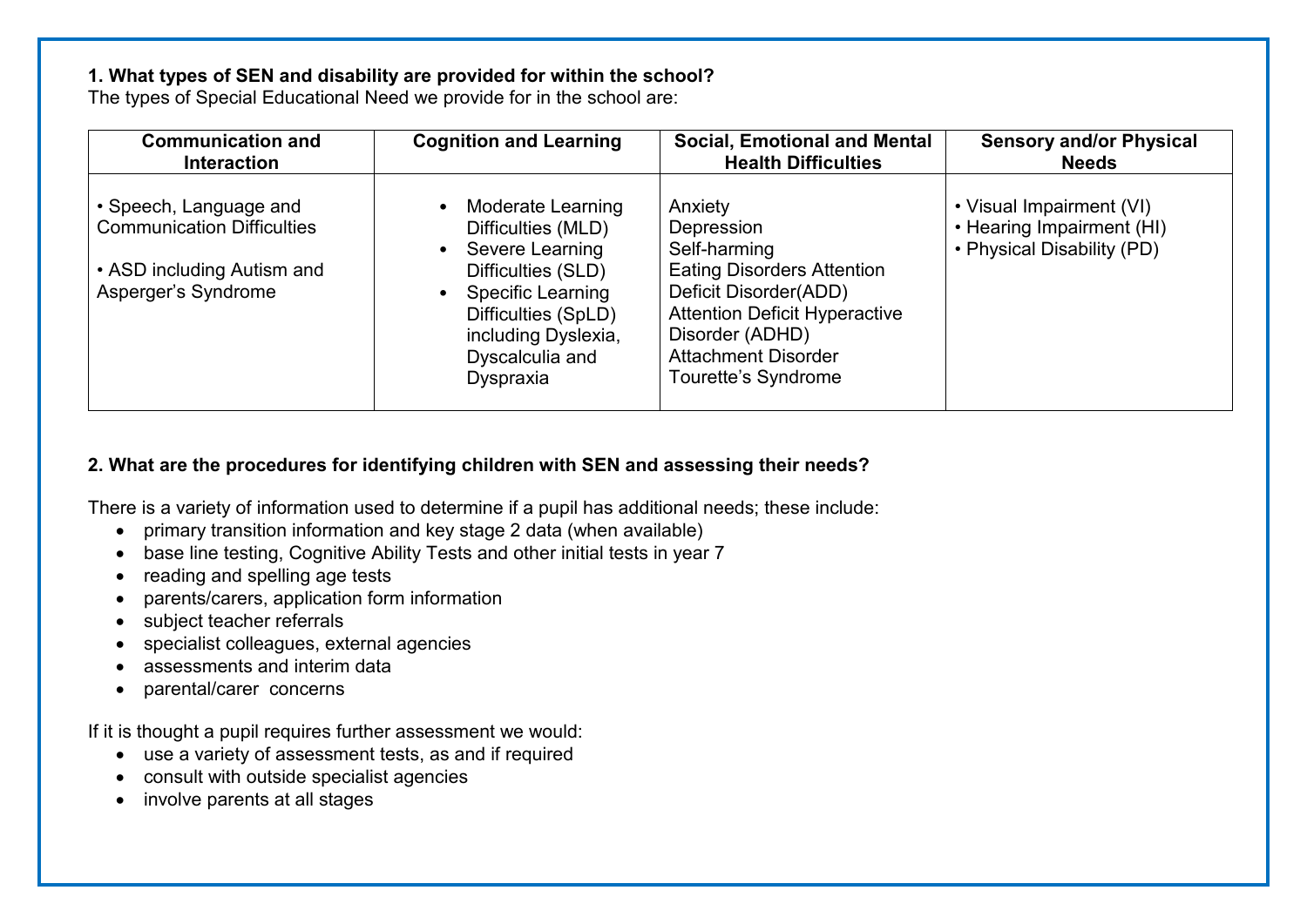**1. What types of SEN and disability are provided for within the school?**

The types of Special Educational Need we provide for in the school are:

| Communication and Interaction | Cognition and Learning | Social, Emotional and Mental Health Difficulties | Sensory and/or Physical Needs |
|---|---|---|---|
| • Speech, Language and Communication Difficulties<br><br>• ASD including Autism and Asperger's Syndrome | • Moderate Learning Difficulties (MLD)<br>• Severe Learning Difficulties (SLD)<br>• Specific Learning Difficulties (SpLD) including Dyslexia, Dyscalculia and Dyspraxia | Anxiety<br>Depression<br>Self-harming<br>Eating Disorders Attention Deficit Disorder(ADD)<br>Attention Deficit Hyperactive Disorder (ADHD)<br>Attachment Disorder<br>Tourette's Syndrome | • Visual Impairment (VI)<br>• Hearing Impairment (HI)<br>• Physical Disability (PD) |

**2. What are the procedures for identifying children with SEN and assessing their needs?**

There is a variety of information used to determine if a pupil has additional needs; these include:

- primary transition information and key stage 2 data (when available)
- base line testing, Cognitive Ability Tests and other initial tests in year 7
- reading and spelling age tests
- parents/carers, application form information
- subject teacher referrals
- specialist colleagues, external agencies
- assessments and interim data
- parental/carer concerns

If it is thought a pupil requires further assessment we would:

- use a variety of assessment tests, as and if required
- consult with outside specialist agencies
- involve parents at all stages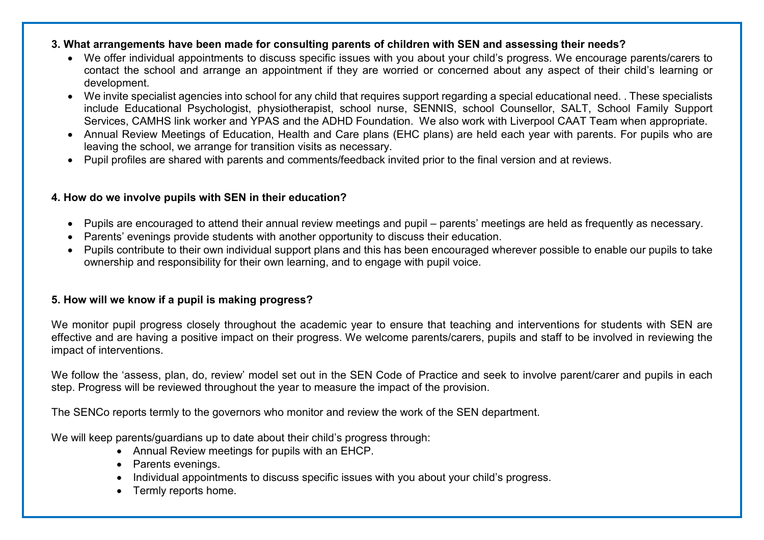**3. What arrangements have been made for consulting parents of children with SEN and assessing their needs?**

- We offer individual appointments to discuss specific issues with you about your child's progress. We encourage parents/carers to contact the school and arrange an appointment if they are worried or concerned about any aspect of their child's learning or development.
- We invite specialist agencies into school for any child that requires support regarding a special educational need. . These specialists include Educational Psychologist, physiotherapist, school nurse, SENNIS, school Counsellor, SALT, School Family Support Services, CAMHS link worker and YPAS and the ADHD Foundation. We also work with Liverpool CAAT Team when appropriate.
- Annual Review Meetings of Education, Health and Care plans (EHC plans) are held each year with parents. For pupils who are leaving the school, we arrange for transition visits as necessary.
- Pupil profiles are shared with parents and comments/feedback invited prior to the final version and at reviews.

**4. How do we involve pupils with SEN in their education?**

- Pupils are encouraged to attend their annual review meetings and pupil – parents' meetings are held as frequently as necessary.
- Parents' evenings provide students with another opportunity to discuss their education.
- Pupils contribute to their own individual support plans and this has been encouraged wherever possible to enable our pupils to take ownership and responsibility for their own learning, and to engage with pupil voice.

**5. How will we know if a pupil is making progress?**

We monitor pupil progress closely throughout the academic year to ensure that teaching and interventions for students with SEN are effective and are having a positive impact on their progress. We welcome parents/carers, pupils and staff to be involved in reviewing the impact of interventions.

We follow the 'assess, plan, do, review' model set out in the SEN Code of Practice and seek to involve parent/carer and pupils in each step. Progress will be reviewed throughout the year to measure the impact of the provision.

The SENCo reports termly to the governors who monitor and review the work of the SEN department.

We will keep parents/guardians up to date about their child's progress through:

- Annual Review meetings for pupils with an EHCP.
- Parents evenings.
- Individual appointments to discuss specific issues with you about your child's progress.
- Termly reports home.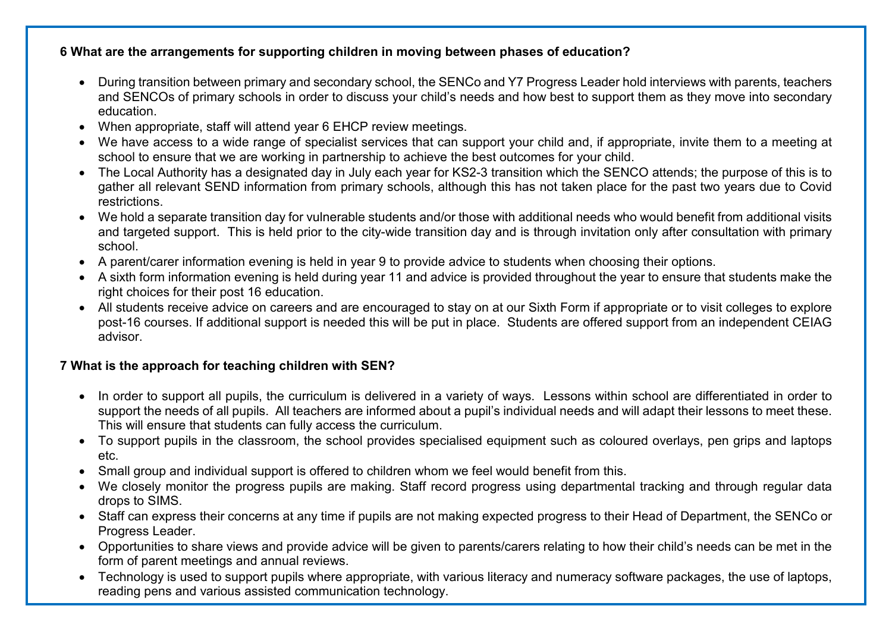**6 What are the arrangements for supporting children in moving between phases of education?**

- During transition between primary and secondary school, the SENCo and Y7 Progress Leader hold interviews with parents, teachers and SENCOs of primary schools in order to discuss your child's needs and how best to support them as they move into secondary education.
- When appropriate, staff will attend year 6 EHCP review meetings.
- We have access to a wide range of specialist services that can support your child and, if appropriate, invite them to a meeting at school to ensure that we are working in partnership to achieve the best outcomes for your child.
- The Local Authority has a designated day in July each year for KS2-3 transition which the SENCO attends; the purpose of this is to gather all relevant SEND information from primary schools, although this has not taken place for the past two years due to Covid restrictions.
- We hold a separate transition day for vulnerable students and/or those with additional needs who would benefit from additional visits and targeted support. This is held prior to the city-wide transition day and is through invitation only after consultation with primary school.
- A parent/carer information evening is held in year 9 to provide advice to students when choosing their options.
- A sixth form information evening is held during year 11 and advice is provided throughout the year to ensure that students make the right choices for their post 16 education.
- All students receive advice on careers and are encouraged to stay on at our Sixth Form if appropriate or to visit colleges to explore post-16 courses. If additional support is needed this will be put in place. Students are offered support from an independent CEIAG advisor.

**7 What is the approach for teaching children with SEN?**

- In order to support all pupils, the curriculum is delivered in a variety of ways. Lessons within school are differentiated in order to support the needs of all pupils. All teachers are informed about a pupil's individual needs and will adapt their lessons to meet these. This will ensure that students can fully access the curriculum.
- To support pupils in the classroom, the school provides specialised equipment such as coloured overlays, pen grips and laptops etc.
- Small group and individual support is offered to children whom we feel would benefit from this.
- We closely monitor the progress pupils are making. Staff record progress using departmental tracking and through regular data drops to SIMS.
- Staff can express their concerns at any time if pupils are not making expected progress to their Head of Department, the SENCo or Progress Leader.
- Opportunities to share views and provide advice will be given to parents/carers relating to how their child's needs can be met in the form of parent meetings and annual reviews.
- Technology is used to support pupils where appropriate, with various literacy and numeracy software packages, the use of laptops, reading pens and various assisted communication technology.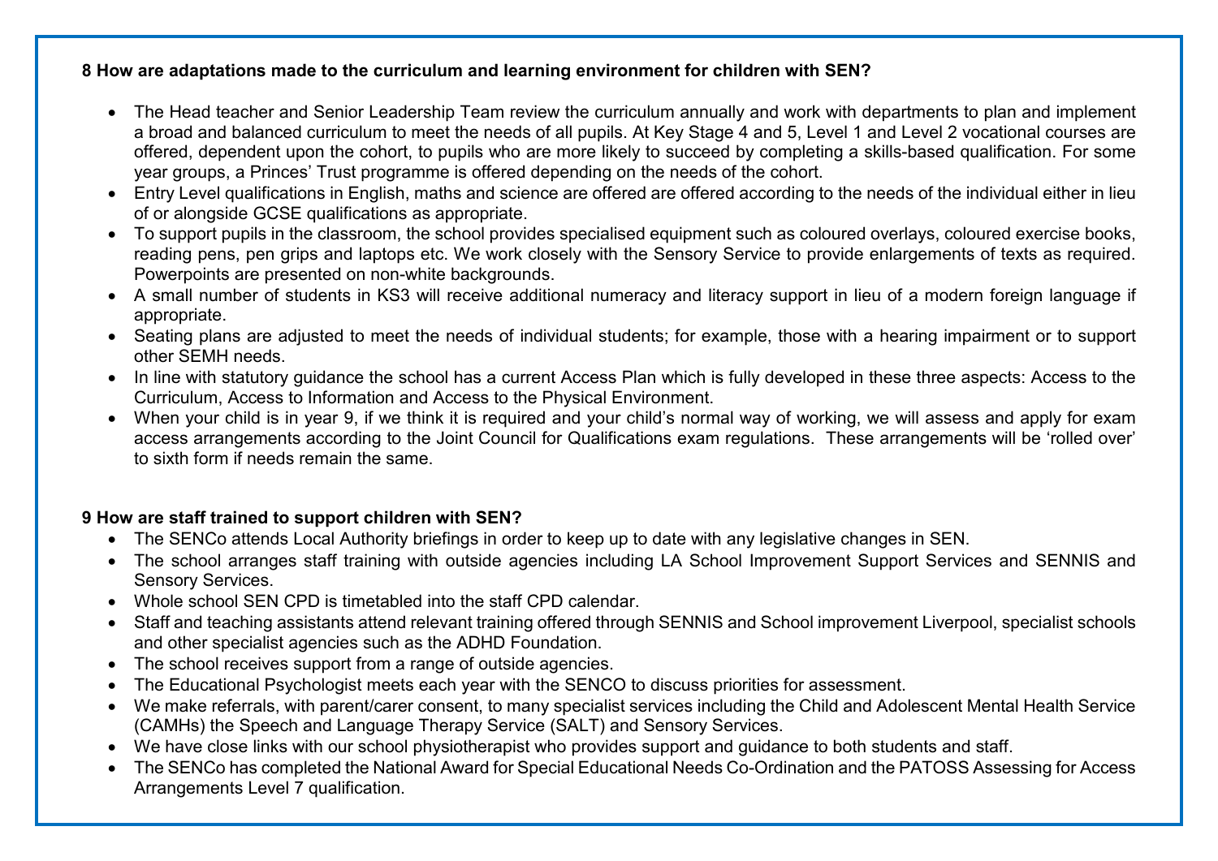**8 How are adaptations made to the curriculum and learning environment for children with SEN?**

- The Head teacher and Senior Leadership Team review the curriculum annually and work with departments to plan and implement a broad and balanced curriculum to meet the needs of all pupils. At Key Stage 4 and 5, Level 1 and Level 2 vocational courses are offered, dependent upon the cohort, to pupils who are more likely to succeed by completing a skills-based qualification. For some year groups, a Princes' Trust programme is offered depending on the needs of the cohort.
- Entry Level qualifications in English, maths and science are offered are offered according to the needs of the individual either in lieu of or alongside GCSE qualifications as appropriate.
- To support pupils in the classroom, the school provides specialised equipment such as coloured overlays, coloured exercise books, reading pens, pen grips and laptops etc. We work closely with the Sensory Service to provide enlargements of texts as required. Powerpoints are presented on non-white backgrounds.
- A small number of students in KS3 will receive additional numeracy and literacy support in lieu of a modern foreign language if appropriate.
- Seating plans are adjusted to meet the needs of individual students; for example, those with a hearing impairment or to support other SEMH needs.
- In line with statutory guidance the school has a current Access Plan which is fully developed in these three aspects: Access to the Curriculum, Access to Information and Access to the Physical Environment.
- When your child is in year 9, if we think it is required and your child's normal way of working, we will assess and apply for exam access arrangements according to the Joint Council for Qualifications exam regulations. These arrangements will be 'rolled over' to sixth form if needs remain the same.

**9 How are staff trained to support children with SEN?**

- The SENCo attends Local Authority briefings in order to keep up to date with any legislative changes in SEN.
- The school arranges staff training with outside agencies including LA School Improvement Support Services and SENNIS and Sensory Services.
- Whole school SEN CPD is timetabled into the staff CPD calendar.
- Staff and teaching assistants attend relevant training offered through SENNIS and School improvement Liverpool, specialist schools and other specialist agencies such as the ADHD Foundation.
- The school receives support from a range of outside agencies.
- The Educational Psychologist meets each year with the SENCO to discuss priorities for assessment.
- We make referrals, with parent/carer consent, to many specialist services including the Child and Adolescent Mental Health Service (CAMHs) the Speech and Language Therapy Service (SALT) and Sensory Services.
- We have close links with our school physiotherapist who provides support and guidance to both students and staff.
- The SENCo has completed the National Award for Special Educational Needs Co-Ordination and the PATOSS Assessing for Access Arrangements Level 7 qualification.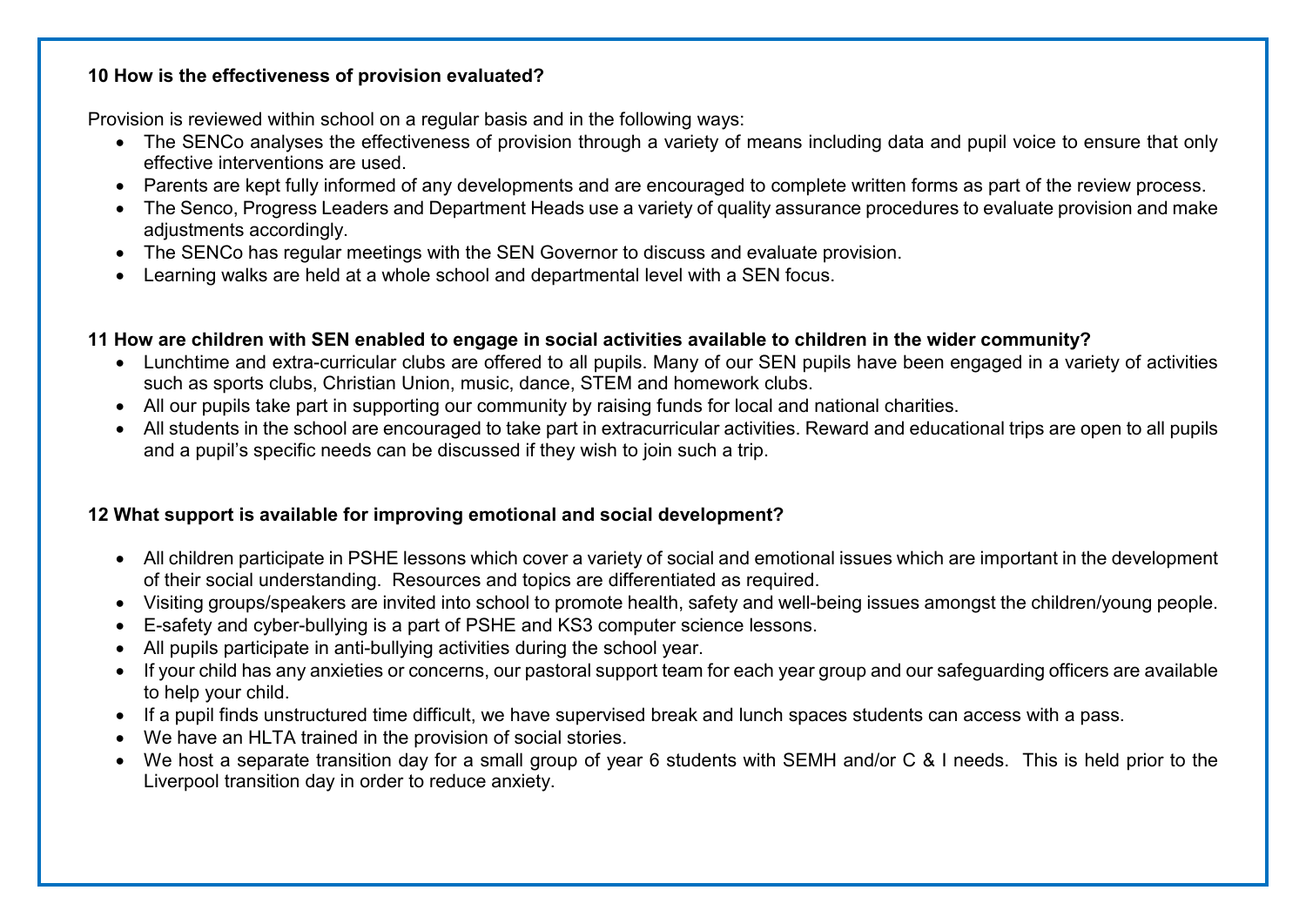**10 How is the effectiveness of provision evaluated?**

Provision is reviewed within school on a regular basis and in the following ways:

- The SENCo analyses the effectiveness of provision through a variety of means including data and pupil voice to ensure that only effective interventions are used.
- Parents are kept fully informed of any developments and are encouraged to complete written forms as part of the review process.
- The Senco, Progress Leaders and Department Heads use a variety of quality assurance procedures to evaluate provision and make adjustments accordingly.
- The SENCo has regular meetings with the SEN Governor to discuss and evaluate provision.
- Learning walks are held at a whole school and departmental level with a SEN focus.

**11 How are children with SEN enabled to engage in social activities available to children in the wider community?**

- Lunchtime and extra-curricular clubs are offered to all pupils. Many of our SEN pupils have been engaged in a variety of activities such as sports clubs, Christian Union, music, dance, STEM and homework clubs.
- All our pupils take part in supporting our community by raising funds for local and national charities.
- All students in the school are encouraged to take part in extracurricular activities. Reward and educational trips are open to all pupils and a pupil's specific needs can be discussed if they wish to join such a trip.

**12 What support is available for improving emotional and social development?**

- All children participate in PSHE lessons which cover a variety of social and emotional issues which are important in the development of their social understanding. Resources and topics are differentiated as required.
- Visiting groups/speakers are invited into school to promote health, safety and well-being issues amongst the children/young people.
- E-safety and cyber-bullying is a part of PSHE and KS3 computer science lessons.
- All pupils participate in anti-bullying activities during the school year.
- If your child has any anxieties or concerns, our pastoral support team for each year group and our safeguarding officers are available to help your child.
- If a pupil finds unstructured time difficult, we have supervised break and lunch spaces students can access with a pass.
- We have an HLTA trained in the provision of social stories.
- We host a separate transition day for a small group of year 6 students with SEMH and/or C & I needs. This is held prior to the Liverpool transition day in order to reduce anxiety.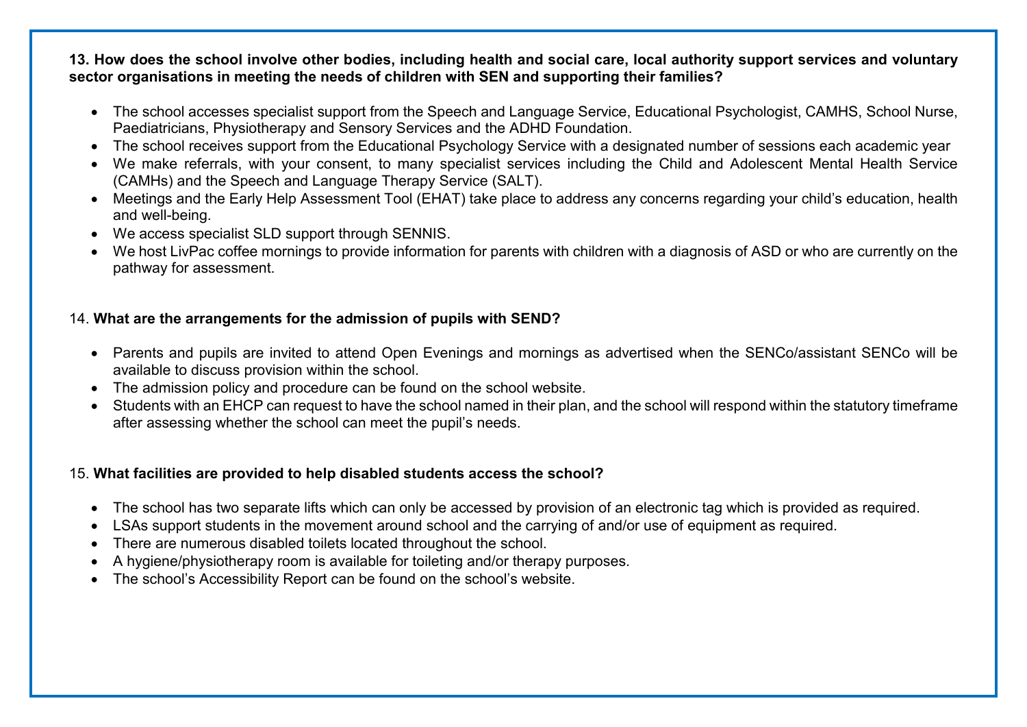**13. How does the school involve other bodies, including health and social care, local authority support services and voluntary sector organisations in meeting the needs of children with SEN and supporting their families?**

- The school accesses specialist support from the Speech and Language Service, Educational Psychologist, CAMHS, School Nurse, Paediatricians, Physiotherapy and Sensory Services and the ADHD Foundation.
- The school receives support from the Educational Psychology Service with a designated number of sessions each academic year
- We make referrals, with your consent, to many specialist services including the Child and Adolescent Mental Health Service (CAMHs) and the Speech and Language Therapy Service (SALT).
- Meetings and the Early Help Assessment Tool (EHAT) take place to address any concerns regarding your child's education, health and well-being.
- We access specialist SLD support through SENNIS.
- We host LivPac coffee mornings to provide information for parents with children with a diagnosis of ASD or who are currently on the pathway for assessment.

14. **What are the arrangements for the admission of pupils with SEND?**

- Parents and pupils are invited to attend Open Evenings and mornings as advertised when the SENCo/assistant SENCo will be available to discuss provision within the school.
- The admission policy and procedure can be found on the school website.
- Students with an EHCP can request to have the school named in their plan, and the school will respond within the statutory timeframe after assessing whether the school can meet the pupil's needs.

15. **What facilities are provided to help disabled students access the school?**

- The school has two separate lifts which can only be accessed by provision of an electronic tag which is provided as required.
- LSAs support students in the movement around school and the carrying of and/or use of equipment as required.
- There are numerous disabled toilets located throughout the school.
- A hygiene/physiotherapy room is available for toileting and/or therapy purposes.
- The school's Accessibility Report can be found on the school's website.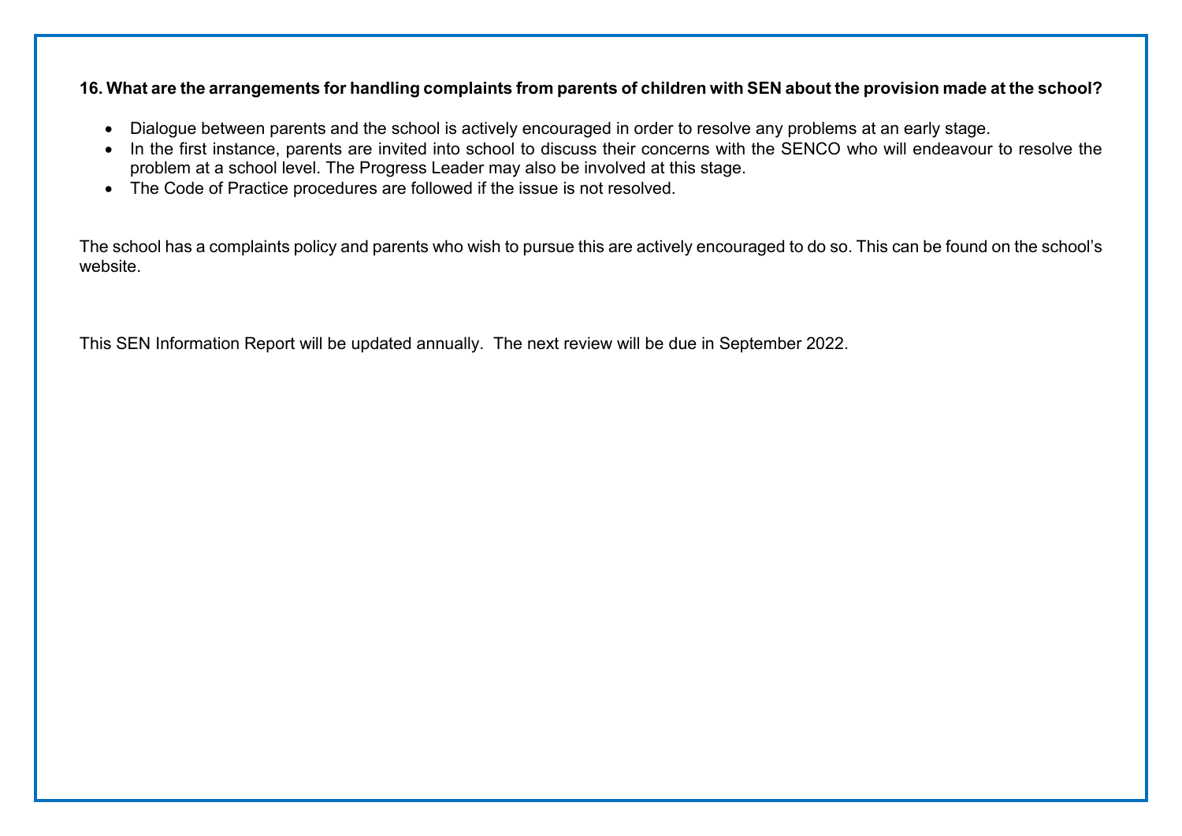**16. What are the arrangements for handling complaints from parents of children with SEN about the provision made at the school?**

- Dialogue between parents and the school is actively encouraged in order to resolve any problems at an early stage.
- In the first instance, parents are invited into school to discuss their concerns with the SENCO who will endeavour to resolve the problem at a school level. The Progress Leader may also be involved at this stage.
- The Code of Practice procedures are followed if the issue is not resolved.

The school has a complaints policy and parents who wish to pursue this are actively encouraged to do so. This can be found on the school's website.

This SEN Information Report will be updated annually. The next review will be due in September 2022.